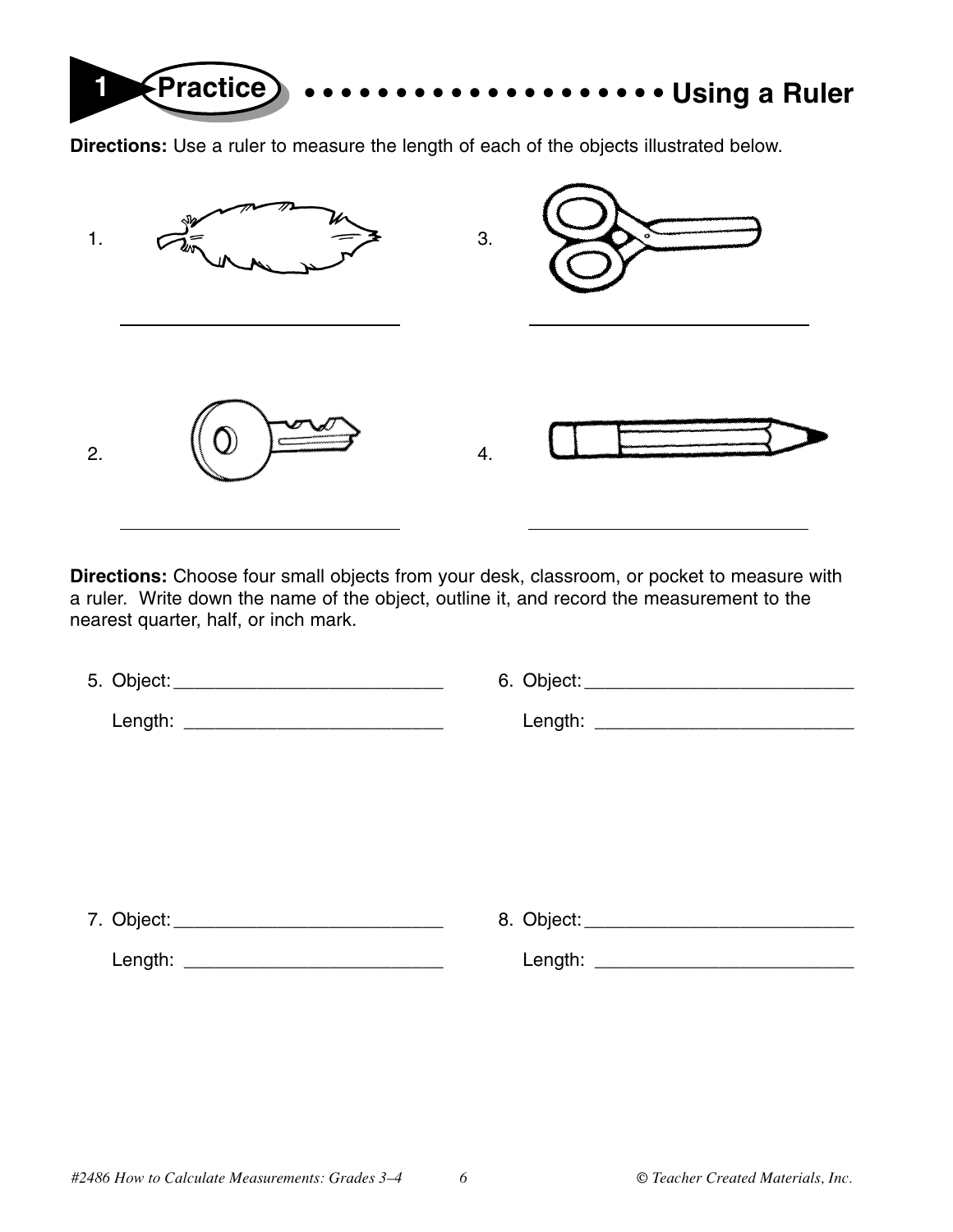# 1 Practice • • • • • • • • • • • • • • • • • • • • Using a Ruler

**Directions:** Use a ruler to measure the length of each of the objects illustrated below.

1. ______________________________

2. ______________________________

3. ______________________________

4. ______________________________

**Directions:** Choose four small objects from your desk, classroom, or pocket to measure with a ruler. Write down the name of the object, outline it, and record the measurement to the nearest quarter, half, or inch mark.

5. Object: ___________________________

   Length: ___________________________

6. Object: ___________________________

   Length: ___________________________

7. Object: ___________________________

   Length: ___________________________

8. Object: ___________________________

   Length: ___________________________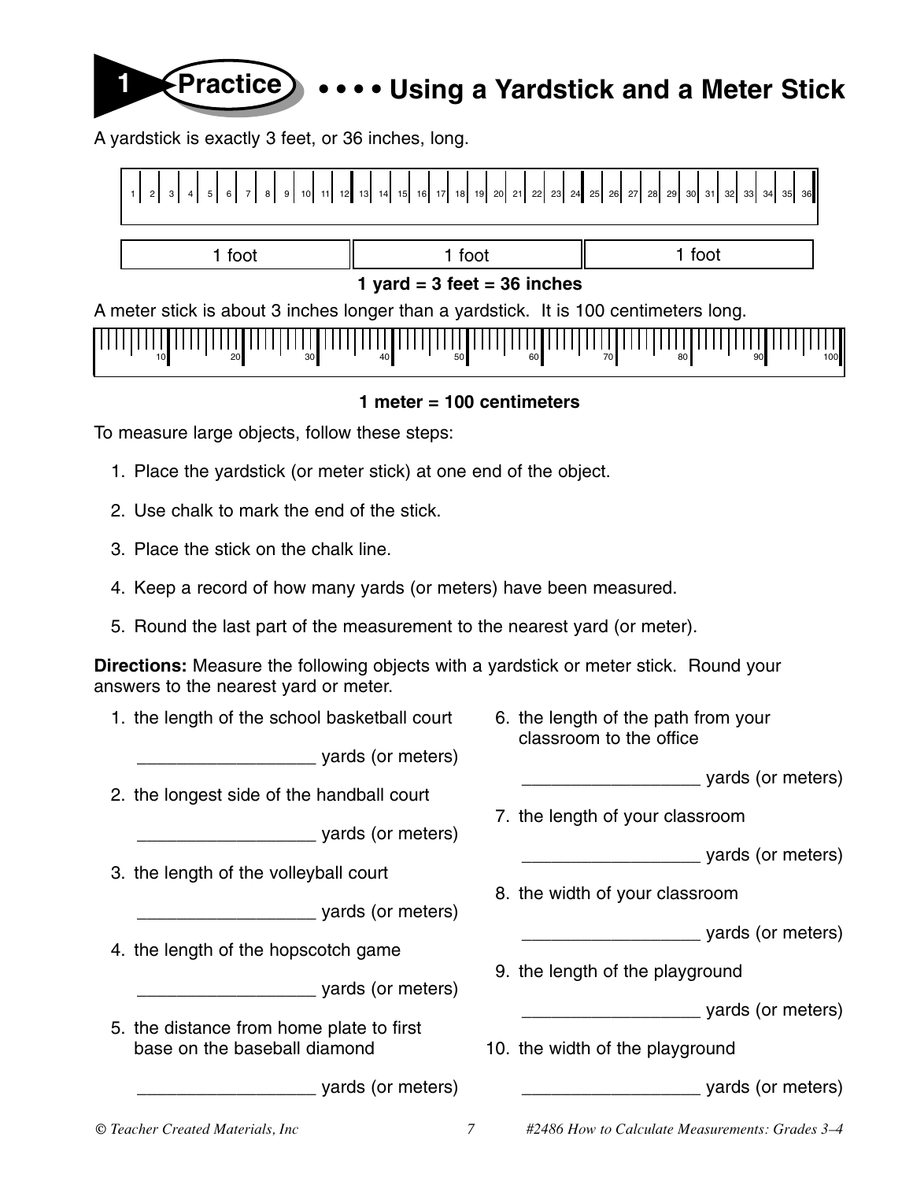# 1 Practice • • • • Using a Yardstick and a Meter Stick

A yardstick is exactly 3 feet, or 36 inches, long.

| 1 foot | 1 foot | 1 foot |
|---|---|---|

**1 yard = 3 feet = 36 inches**

A meter stick is about 3 inches longer than a yardstick. It is 100 centimeters long.

**1 meter = 100 centimeters**

To measure large objects, follow these steps:

1. Place the yardstick (or meter stick) at one end of the object.
2. Use chalk to mark the end of the stick.
3. Place the stick on the chalk line.
4. Keep a record of how many yards (or meters) have been measured.
5. Round the last part of the measurement to the nearest yard (or meter).

**Directions:** Measure the following objects with a yardstick or meter stick. Round your answers to the nearest yard or meter.

1. the length of the school basketball court

   __________________ yards (or meters)

2. the longest side of the handball court

   __________________ yards (or meters)

3. the length of the volleyball court

   __________________ yards (or meters)

4. the length of the hopscotch game

   __________________ yards (or meters)

5. the distance from home plate to first base on the baseball diamond

   __________________ yards (or meters)

6. the length of the path from your classroom to the office

   __________________ yards (or meters)

7. the length of your classroom

   __________________ yards (or meters)

8. the width of your classroom

   __________________ yards (or meters)

9. the length of the playground

   __________________ yards (or meters)

10. the width of the playground

    __________________ yards (or meters)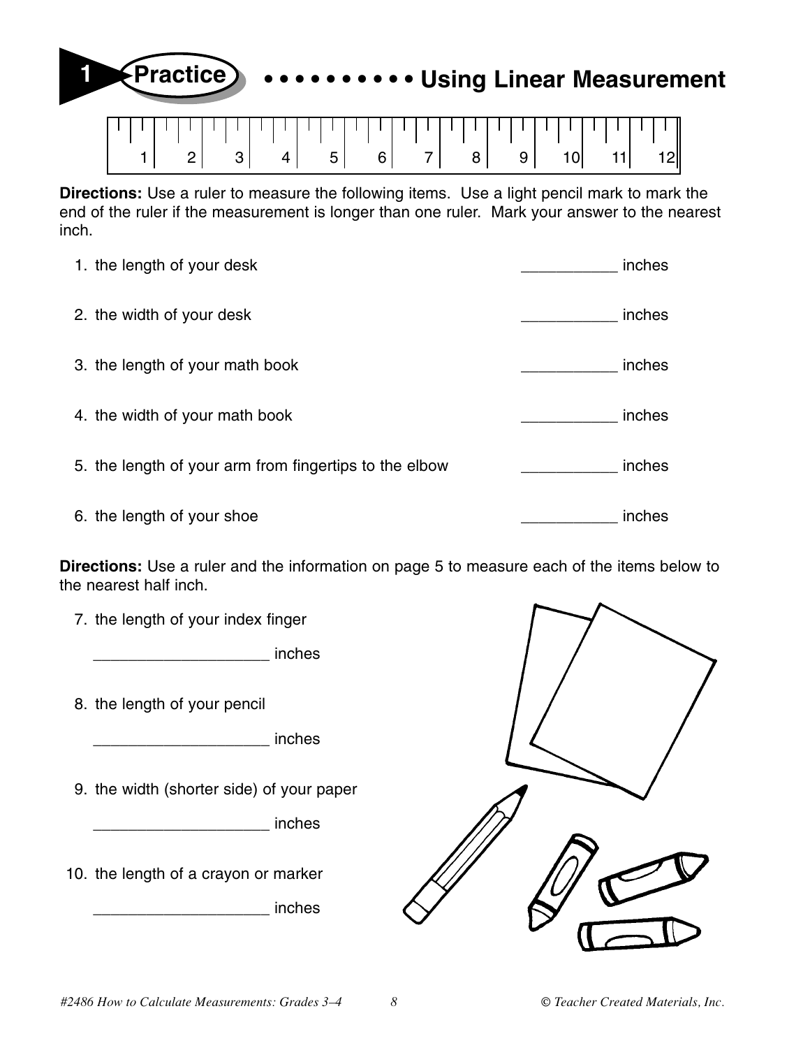# 1 Practice • • • • • • • • • • • Using Linear Measurement

1 2 3 4 5 6 7 8 9 10 11 12

**Directions:** Use a ruler to measure the following items. Use a light pencil mark to mark the end of the ruler if the measurement is longer than one ruler. Mark your answer to the nearest inch.

1. the length of your desk ___________ inches

2. the width of your desk ___________ inches

3. the length of your math book ___________ inches

4. the width of your math book ___________ inches

5. the length of your arm from fingertips to the elbow ___________ inches

6. the length of your shoe ___________ inches

**Directions:** Use a ruler and the information on page 5 to measure each of the items below to the nearest half inch.

7. the length of your index finger

 ____________________ inches

8. the length of your pencil

 ____________________ inches

9. the width (shorter side) of your paper

 ____________________ inches

10. the length of a crayon or marker

 ____________________ inches